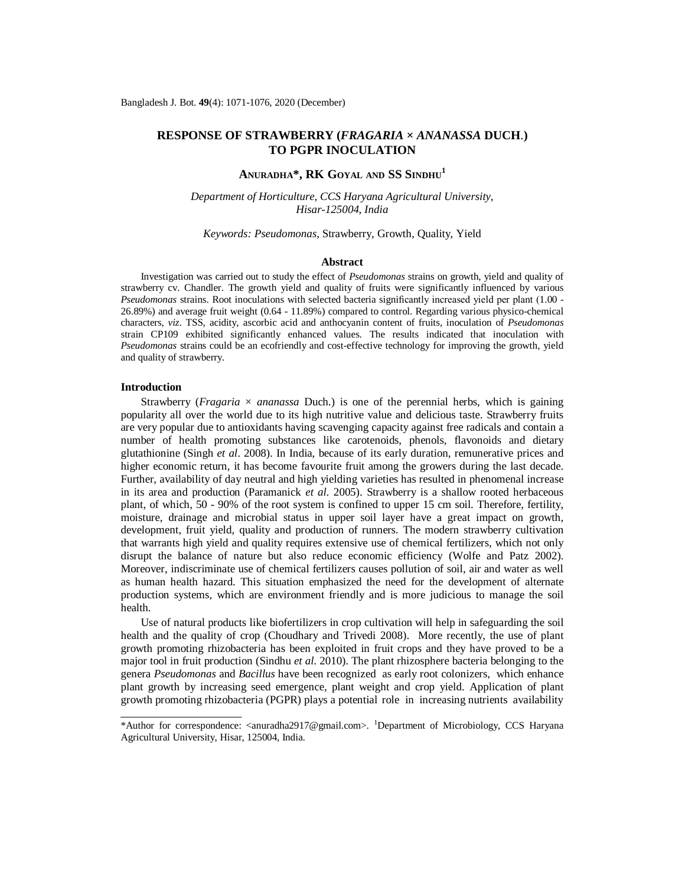# RESPONSE OF STRAWBERRY (*FRAGARIA* × *ANANASSA* DUCH.) TO PGPR INOCULATION

**ANURADHA\*, RK GOYAL AND SS SINDHU[1]**

*Department of Horticulture, CCS Haryana Agricultural University, Hisar-125004, India*

*Keywords: Pseudomonas*, Strawberry, Growth, Quality, Yield

## Abstract

Investigation was carried out to study the effect of *Pseudomonas* strains on growth, yield and quality of strawberry cv. Chandler. The growth yield and quality of fruits were significantly influenced by various *Pseudomonas* strains. Root inoculations with selected bacteria significantly increased yield per plant (1.00 - 26.89%) and average fruit weight (0.64 - 11.89%) compared to control. Regarding various physico-chemical characters, *viz*. TSS, acidity, ascorbic acid and anthocyanin content of fruits, inoculation of *Pseudomonas* strain CP109 exhibited significantly enhanced values. The results indicated that inoculation with *Pseudomonas* strains could be an ecofriendly and cost-effective technology for improving the growth, yield and quality of strawberry.

## Introduction

Strawberry (*Fragaria* × *ananassa* Duch.) is one of the perennial herbs, which is gaining popularity all over the world due to its high nutritive value and delicious taste. Strawberry fruits are very popular due to antioxidants having scavenging capacity against free radicals and contain a number of health promoting substances like carotenoids, phenols, flavonoids and dietary glutathionine (Singh *et al*. 2008). In India, because of its early duration, remunerative prices and higher economic return, it has become favourite fruit among the growers during the last decade. Further, availability of day neutral and high yielding varieties has resulted in phenomenal increase in its area and production (Paramanick *et al*. 2005). Strawberry is a shallow rooted herbaceous plant, of which, 50 - 90% of the root system is confined to upper 15 cm soil. Therefore, fertility, moisture, drainage and microbial status in upper soil layer have a great impact on growth, development, fruit yield, quality and production of runners. The modern strawberry cultivation that warrants high yield and quality requires extensive use of chemical fertilizers, which not only disrupt the balance of nature but also reduce economic efficiency (Wolfe and Patz 2002). Moreover, indiscriminate use of chemical fertilizers causes pollution of soil, air and water as well as human health hazard. This situation emphasized the need for the development of alternate production systems, which are environment friendly and is more judicious to manage the soil health.

Use of natural products like biofertilizers in crop cultivation will help in safeguarding the soil health and the quality of crop (Choudhary and Trivedi 2008). More recently, the use of plant growth promoting rhizobacteria has been exploited in fruit crops and they have proved to be a major tool in fruit production (Sindhu *et al*. 2010). The plant rhizosphere bacteria belonging to the genera *Pseudomonas* and *Bacillus* have been recognized as early root colonizers, which enhance plant growth by increasing seed emergence, plant weight and crop yield. Application of plant growth promoting rhizobacteria (PGPR) plays a potential role in increasing nutrients availability

---

\*Author for correspondence: <anuradha2917@gmail.com>. [1]Department of Microbiology, CCS Haryana Agricultural University, Hisar, 125004, India.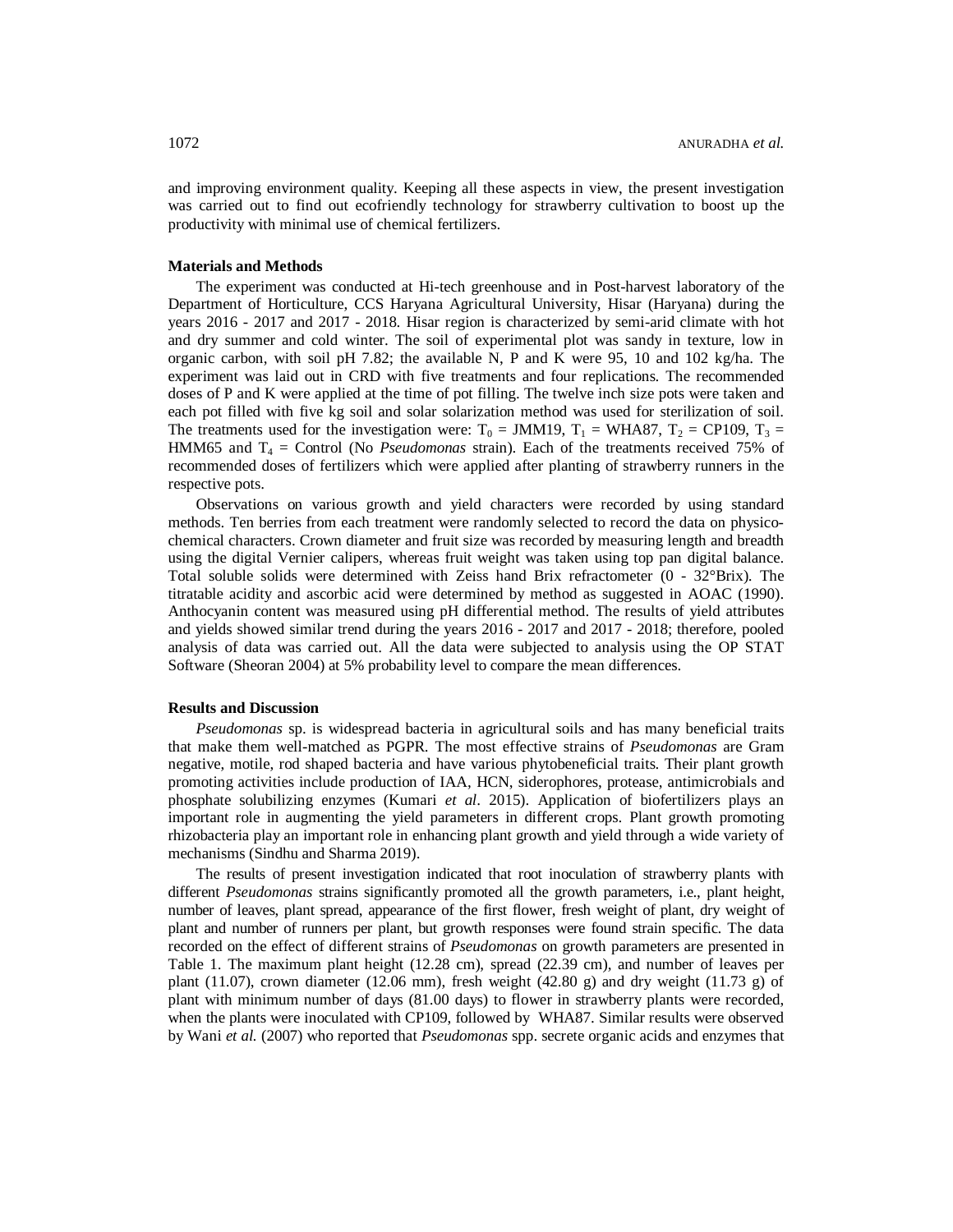and improving environment quality. Keeping all these aspects in view, the present investigation was carried out to find out ecofriendly technology for strawberry cultivation to boost up the productivity with minimal use of chemical fertilizers.

## Materials and Methods

The experiment was conducted at Hi-tech greenhouse and in Post-harvest laboratory of the Department of Horticulture, CCS Haryana Agricultural University, Hisar (Haryana) during the years 2016 - 2017 and 2017 - 2018. Hisar region is characterized by semi-arid climate with hot and dry summer and cold winter. The soil of experimental plot was sandy in texture, low in organic carbon, with soil pH 7.82; the available N, P and K were 95, 10 and 102 kg/ha. The experiment was laid out in CRD with five treatments and four replications. The recommended doses of P and K were applied at the time of pot filling. The twelve inch size pots were taken and each pot filled with five kg soil and solar solarization method was used for sterilization of soil. The treatments used for the investigation were: $T_0$ = JMM19, $T_1$ = WHA87, $T_2$ = CP109, $T_3$ = HMM65 and $T_4$ = Control (No *Pseudomonas* strain). Each of the treatments received 75% of recommended doses of fertilizers which were applied after planting of strawberry runners in the respective pots.

Observations on various growth and yield characters were recorded by using standard methods. Ten berries from each treatment were randomly selected to record the data on physico-chemical characters. Crown diameter and fruit size was recorded by measuring length and breadth using the digital Vernier calipers, whereas fruit weight was taken using top pan digital balance. Total soluble solids were determined with Zeiss hand Brix refractometer (0 - 32°Brix). The titratable acidity and ascorbic acid were determined by method as suggested in AOAC (1990). Anthocyanin content was measured using pH differential method. The results of yield attributes and yields showed similar trend during the years 2016 - 2017 and 2017 - 2018; therefore, pooled analysis of data was carried out. All the data were subjected to analysis using the OP STAT Software (Sheoran 2004) at 5% probability level to compare the mean differences.

## Results and Discussion

*Pseudomonas* sp. is widespread bacteria in agricultural soils and has many beneficial traits that make them well-matched as PGPR. The most effective strains of *Pseudomonas* are Gram negative, motile, rod shaped bacteria and have various phytobeneficial traits. Their plant growth promoting activities include production of IAA, HCN, siderophores, protease, antimicrobials and phosphate solubilizing enzymes (Kumari *et al*. 2015). Application of biofertilizers plays an important role in augmenting the yield parameters in different crops. Plant growth promoting rhizobacteria play an important role in enhancing plant growth and yield through a wide variety of mechanisms (Sindhu and Sharma 2019).

The results of present investigation indicated that root inoculation of strawberry plants with different *Pseudomonas* strains significantly promoted all the growth parameters, i.e., plant height, number of leaves, plant spread, appearance of the first flower, fresh weight of plant, dry weight of plant and number of runners per plant, but growth responses were found strain specific. The data recorded on the effect of different strains of *Pseudomonas* on growth parameters are presented in Table 1. The maximum plant height (12.28 cm), spread (22.39 cm), and number of leaves per plant (11.07), crown diameter (12.06 mm), fresh weight (42.80 g) and dry weight (11.73 g) of plant with minimum number of days (81.00 days) to flower in strawberry plants were recorded, when the plants were inoculated with CP109, followed by WHA87. Similar results were observed by Wani *et al.* (2007) who reported that *Pseudomonas* spp. secrete organic acids and enzymes that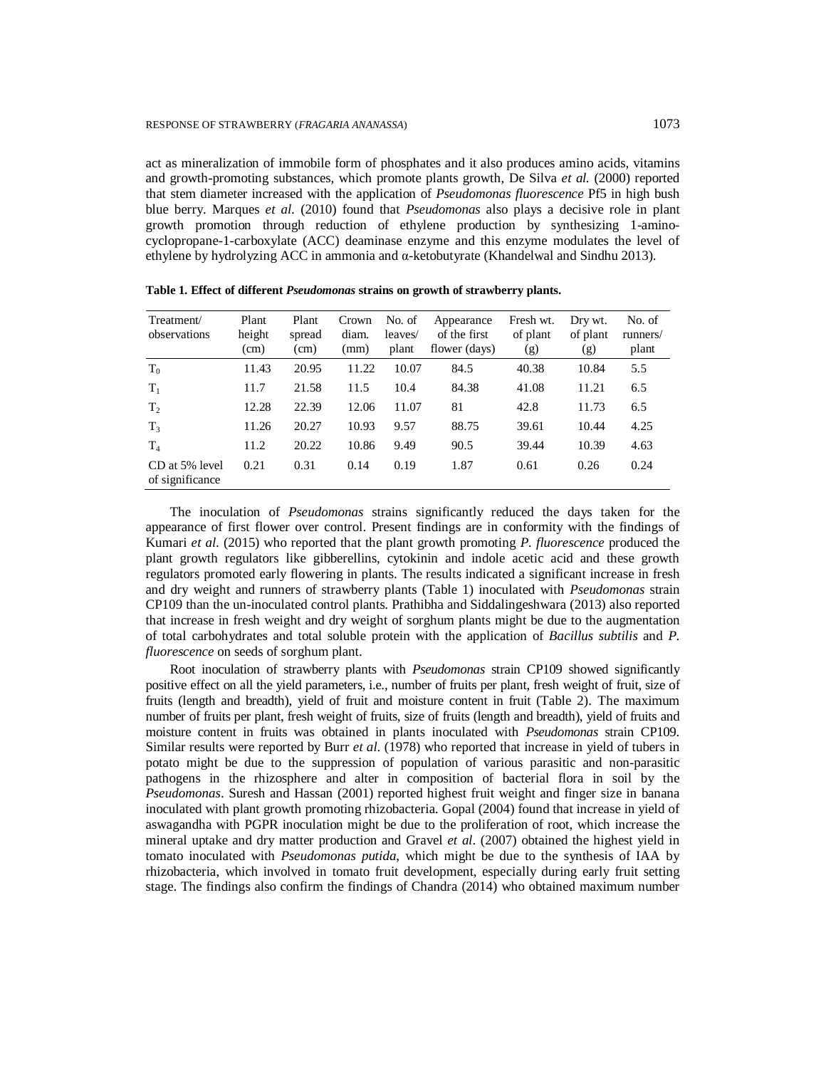act as mineralization of immobile form of phosphates and it also produces amino acids, vitamins and growth-promoting substances, which promote plants growth, De Silva *et al.* (2000) reported that stem diameter increased with the application of *Pseudomonas fluorescence* Pf5 in high bush blue berry. Marques *et al.* (2010) found that *Pseudomonas* also plays a decisive role in plant growth promotion through reduction of ethylene production by synthesizing 1-amino-cyclopropane-1-carboxylate (ACC) deaminase enzyme and this enzyme modulates the level of ethylene by hydrolyzing ACC in ammonia and α-ketobutyrate (Khandelwal and Sindhu 2013).

**Table 1. Effect of different *Pseudomonas* strains on growth of strawberry plants.**

| Treatment/ observations | Plant height (cm) | Plant spread (cm) | Crown diam. (mm) | No. of leaves/ plant | Appearance of the first flower (days) | Fresh wt. of plant (g) | Dry wt. of plant (g) | No. of runners/ plant |
|---|---|---|---|---|---|---|---|---|
| $T_0$ | 11.43 | 20.95 | 11.22 | 10.07 | 84.5 | 40.38 | 10.84 | 5.5 |
| $T_1$ | 11.7 | 21.58 | 11.5 | 10.4 | 84.38 | 41.08 | 11.21 | 6.5 |
| $T_2$ | 12.28 | 22.39 | 12.06 | 11.07 | 81 | 42.8 | 11.73 | 6.5 |
| $T_3$ | 11.26 | 20.27 | 10.93 | 9.57 | 88.75 | 39.61 | 10.44 | 4.25 |
| $T_4$ | 11.2 | 20.22 | 10.86 | 9.49 | 90.5 | 39.44 | 10.39 | 4.63 |
| CD at 5% level of significance | 0.21 | 0.31 | 0.14 | 0.19 | 1.87 | 0.61 | 0.26 | 0.24 |

The inoculation of *Pseudomonas* strains significantly reduced the days taken for the appearance of first flower over control. Present findings are in conformity with the findings of Kumari *et al.* (2015) who reported that the plant growth promoting *P. fluorescence* produced the plant growth regulators like gibberellins, cytokinin and indole acetic acid and these growth regulators promoted early flowering in plants. The results indicated a significant increase in fresh and dry weight and runners of strawberry plants (Table 1) inoculated with *Pseudomonas* strain CP109 than the un-inoculated control plants. Prathibha and Siddalingeshwara (2013) also reported that increase in fresh weight and dry weight of sorghum plants might be due to the augmentation of total carbohydrates and total soluble protein with the application of *Bacillus subtilis* and *P. fluorescence* on seeds of sorghum plant.

Root inoculation of strawberry plants with *Pseudomonas* strain CP109 showed significantly positive effect on all the yield parameters, i.e., number of fruits per plant, fresh weight of fruit, size of fruits (length and breadth), yield of fruit and moisture content in fruit (Table 2). The maximum number of fruits per plant, fresh weight of fruits, size of fruits (length and breadth), yield of fruits and moisture content in fruits was obtained in plants inoculated with *Pseudomonas* strain CP109. Similar results were reported by Burr *et al.* (1978) who reported that increase in yield of tubers in potato might be due to the suppression of population of various parasitic and non-parasitic pathogens in the rhizosphere and alter in composition of bacterial flora in soil by the *Pseudomonas*. Suresh and Hassan (2001) reported highest fruit weight and finger size in banana inoculated with plant growth promoting rhizobacteria. Gopal (2004) found that increase in yield of aswagandha with PGPR inoculation might be due to the proliferation of root, which increase the mineral uptake and dry matter production and Gravel *et al*. (2007) obtained the highest yield in tomato inoculated with *Pseudomonas putida*, which might be due to the synthesis of IAA by rhizobacteria, which involved in tomato fruit development, especially during early fruit setting stage. The findings also confirm the findings of Chandra (2014) who obtained maximum number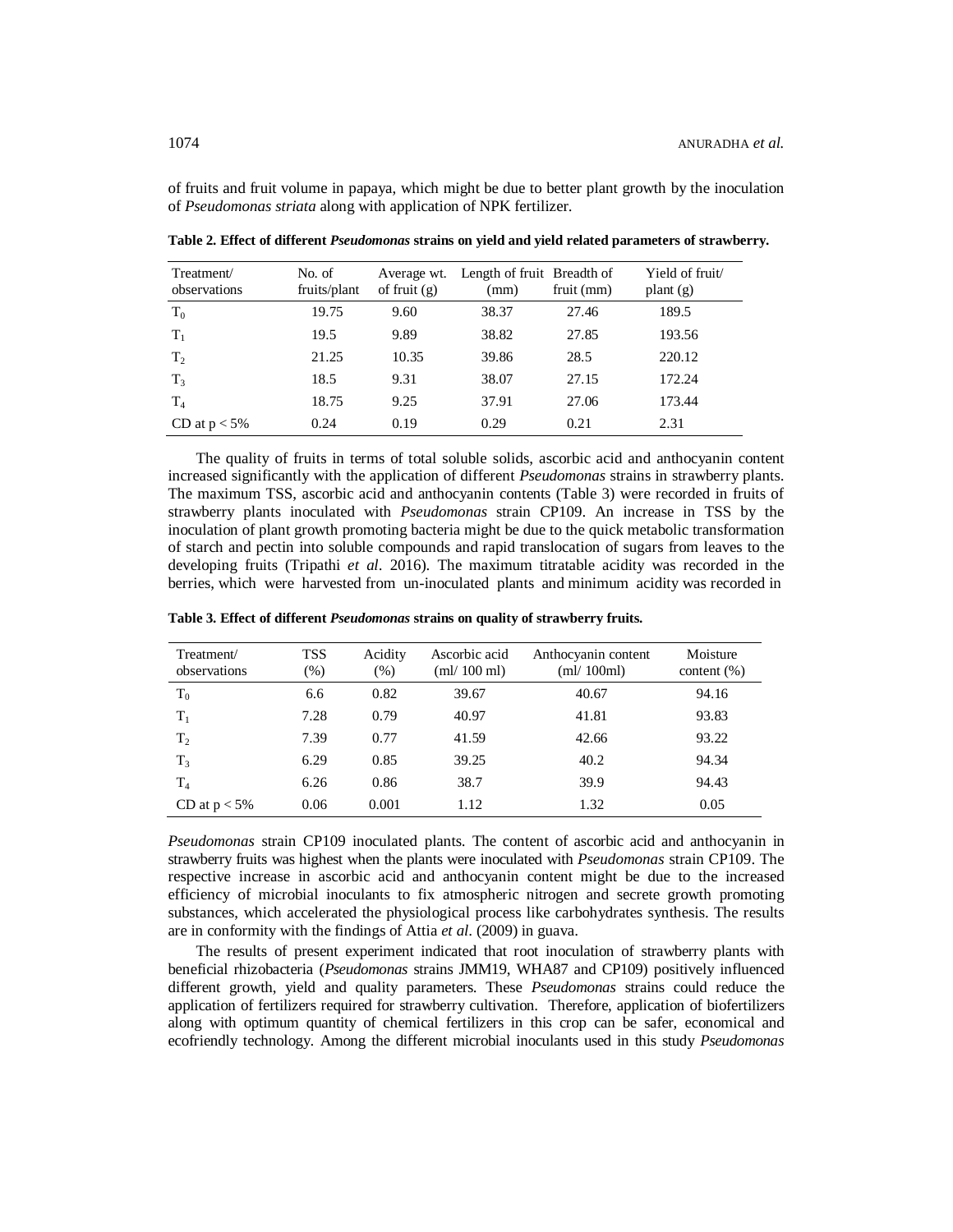of fruits and fruit volume in papaya, which might be due to better plant growth by the inoculation of *Pseudomonas striata* along with application of NPK fertilizer.

**Table 2. Effect of different *Pseudomonas* strains on yield and yield related parameters of strawberry.**

| Treatment/ observations | No. of fruits/plant | Average wt. of fruit (g) | Length of fruit (mm) | Breadth of fruit (mm) | Yield of fruit/ plant (g) |
|---|---|---|---|---|---|
| $T_0$ | 19.75 | 9.60 | 38.37 | 27.46 | 189.5 |
| $T_1$ | 19.5 | 9.89 | 38.82 | 27.85 | 193.56 |
| $T_2$ | 21.25 | 10.35 | 39.86 | 28.5 | 220.12 |
| $T_3$ | 18.5 | 9.31 | 38.07 | 27.15 | 172.24 |
| $T_4$ | 18.75 | 9.25 | 37.91 | 27.06 | 173.44 |
| CD at $p < 5\%$ | 0.24 | 0.19 | 0.29 | 0.21 | 2.31 |

The quality of fruits in terms of total soluble solids, ascorbic acid and anthocyanin content increased significantly with the application of different *Pseudomonas* strains in strawberry plants. The maximum TSS, ascorbic acid and anthocyanin contents (Table 3) were recorded in fruits of strawberry plants inoculated with *Pseudomonas* strain CP109. An increase in TSS by the inoculation of plant growth promoting bacteria might be due to the quick metabolic transformation of starch and pectin into soluble compounds and rapid translocation of sugars from leaves to the developing fruits (Tripathi *et al*. 2016). The maximum titratable acidity was recorded in the berries, which were harvested from un-inoculated plants and minimum acidity was recorded in

**Table 3. Effect of different *Pseudomonas* strains on quality of strawberry fruits.**

| Treatment/ observations | TSS (%) | Acidity (%) | Ascorbic acid (ml/ 100 ml) | Anthocyanin content (ml/ 100ml) | Moisture content (%) |
|---|---|---|---|---|---|
| $T_0$ | 6.6 | 0.82 | 39.67 | 40.67 | 94.16 |
| $T_1$ | 7.28 | 0.79 | 40.97 | 41.81 | 93.83 |
| $T_2$ | 7.39 | 0.77 | 41.59 | 42.66 | 93.22 |
| $T_3$ | 6.29 | 0.85 | 39.25 | 40.2 | 94.34 |
| $T_4$ | 6.26 | 0.86 | 38.7 | 39.9 | 94.43 |
| CD at $p < 5\%$ | 0.06 | 0.001 | 1.12 | 1.32 | 0.05 |

*Pseudomonas* strain CP109 inoculated plants. The content of ascorbic acid and anthocyanin in strawberry fruits was highest when the plants were inoculated with *Pseudomonas* strain CP109. The respective increase in ascorbic acid and anthocyanin content might be due to the increased efficiency of microbial inoculants to fix atmospheric nitrogen and secrete growth promoting substances, which accelerated the physiological process like carbohydrates synthesis. The results are in conformity with the findings of Attia *et al*. (2009) in guava.

The results of present experiment indicated that root inoculation of strawberry plants with beneficial rhizobacteria (*Pseudomonas* strains JMM19, WHA87 and CP109) positively influenced different growth, yield and quality parameters. These *Pseudomonas* strains could reduce the application of fertilizers required for strawberry cultivation. Therefore, application of biofertilizers along with optimum quantity of chemical fertilizers in this crop can be safer, economical and ecofriendly technology. Among the different microbial inoculants used in this study *Pseudomonas*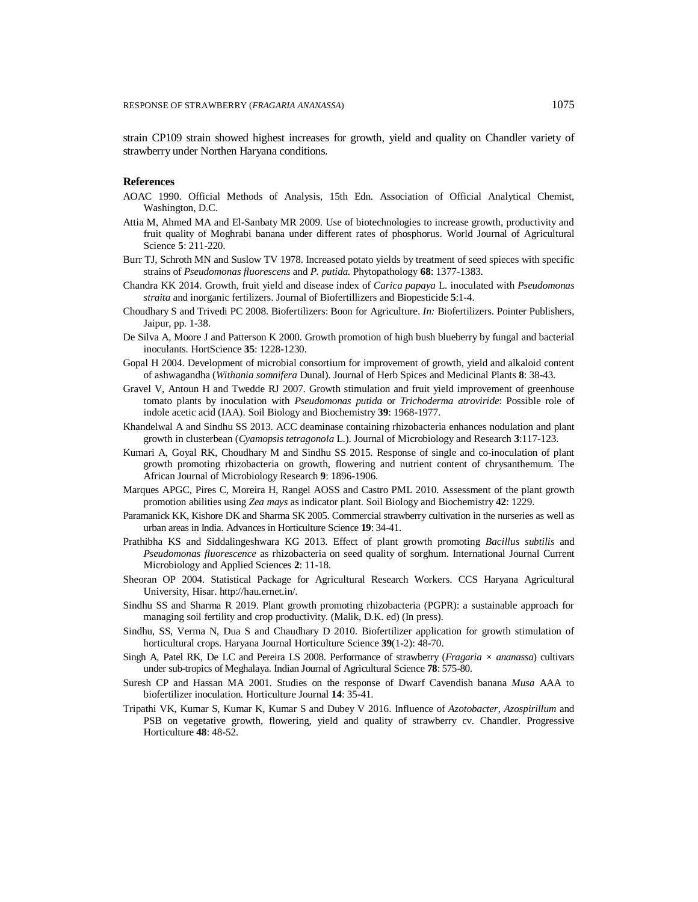strain CP109 strain showed highest increases for growth, yield and quality on Chandler variety of strawberry under Northen Haryana conditions.

## References

AOAC 1990. Official Methods of Analysis, 15th Edn. Association of Official Analytical Chemist, Washington, D.C.

Attia M, Ahmed MA and El-Sanbaty MR 2009. Use of biotechnologies to increase growth, productivity and fruit quality of Moghrabi banana under different rates of phosphorus. World Journal of Agricultural Science **5**: 211-220.

Burr TJ, Schroth MN and Suslow TV 1978. Increased potato yields by treatment of seed spieces with specific strains of *Pseudomonas fluorescens* and *P. putida.* Phytopathology **68**: 1377-1383.

Chandra KK 2014. Growth, fruit yield and disease index of *Carica papaya* L. inoculated with *Pseudomonas straita* and inorganic fertilizers. Journal of Biofertillizers and Biopesticide **5**:1-4.

Choudhary S and Trivedi PC 2008. Biofertilizers: Boon for Agriculture. *In:* Biofertilizers. Pointer Publishers, Jaipur, pp. 1-38.

De Silva A, Moore J and Patterson K 2000. Growth promotion of high bush blueberry by fungal and bacterial inoculants. HortScience **35**: 1228-1230.

Gopal H 2004. Development of microbial consortium for improvement of growth, yield and alkaloid content of ashwagandha (*Withania somnifera* Dunal). Journal of Herb Spices and Medicinal Plants **8**: 38-43.

Gravel V, Antoun H and Twedde RJ 2007. Growth stimulation and fruit yield improvement of greenhouse tomato plants by inoculation with *Pseudomonas putida* or *Trichoderma atroviride*: Possible role of indole acetic acid (IAA). Soil Biology and Biochemistry **39**: 1968-1977.

Khandelwal A and Sindhu SS 2013. ACC deaminase containing rhizobacteria enhances nodulation and plant growth in clusterbean (*Cyamopsis tetragonola* L.). Journal of Microbiology and Research **3**:117-123.

Kumari A, Goyal RK, Choudhary M and Sindhu SS 2015. Response of single and co-inoculation of plant growth promoting rhizobacteria on growth, flowering and nutrient content of chrysanthemum. The African Journal of Microbiology Research **9**: 1896-1906.

Marques APGC, Pires C, Moreira H, Rangel AOSS and Castro PML 2010. Assessment of the plant growth promotion abilities using *Zea mays* as indicator plant. Soil Biology and Biochemistry **42**: 1229.

Paramanick KK, Kishore DK and Sharma SK 2005. Commercial strawberry cultivation in the nurseries as well as urban areas in India. Advances in Horticulture Science **19**: 34-41.

Prathibha KS and Siddalingeshwara KG 2013. Effect of plant growth promoting *Bacillus subtilis* and *Pseudomonas fluorescence* as rhizobacteria on seed quality of sorghum. International Journal Current Microbiology and Applied Sciences **2**: 11-18.

Sheoran OP 2004. Statistical Package for Agricultural Research Workers. CCS Haryana Agricultural University, Hisar. http://hau.ernet.in/.

Sindhu SS and Sharma R 2019. Plant growth promoting rhizobacteria (PGPR): a sustainable approach for managing soil fertility and crop productivity. (Malik, D.K. ed) (In press).

Sindhu, SS, Verma N, Dua S and Chaudhary D 2010. Biofertilizer application for growth stimulation of horticultural crops. Haryana Journal Horticulture Science **39**(1-2): 48-70.

Singh A, Patel RK, De LC and Pereira LS 2008. Performance of strawberry (*Fragaria* × *ananassa*) cultivars under sub-tropics of Meghalaya. Indian Journal of Agricultural Science **78**: 575-80.

Suresh CP and Hassan MA 2001. Studies on the response of Dwarf Cavendish banana *Musa* AAA to biofertilizer inoculation. Horticulture Journal **14**: 35-41.

Tripathi VK, Kumar S, Kumar K, Kumar S and Dubey V 2016. Influence of *Azotobacter, Azospirillum* and PSB on vegetative growth, flowering, yield and quality of strawberry cv. Chandler. Progressive Horticulture **48**: 48-52.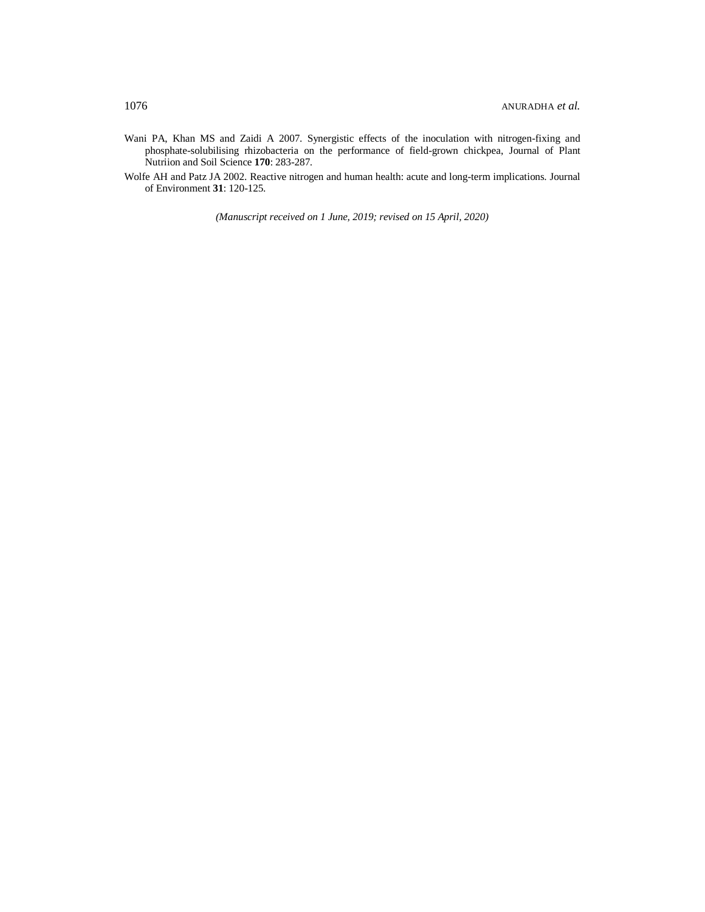Wani PA, Khan MS and Zaidi A 2007. Synergistic effects of the inoculation with nitrogen-fixing and phosphate-solubilising rhizobacteria on the performance of field-grown chickpea, Journal of Plant Nutriion and Soil Science **170**: 283-287.

Wolfe AH and Patz JA 2002. Reactive nitrogen and human health: acute and long-term implications. Journal of Environment **31**: 120-125.

*(Manuscript received on 1 June, 2019; revised on 15 April, 2020)*